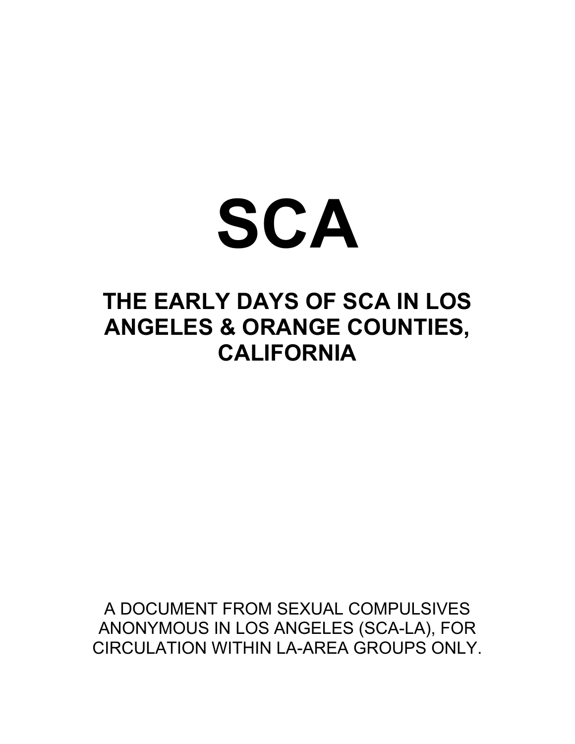# SCA

## THE EARLY DAYS OF SCA IN LOS ANGELES & ORANGE COUNTIES, CALIFORNIA

A DOCUMENT FROM SEXUAL COMPULSIVES ANONYMOUS IN LOS ANGELES (SCA-LA), FOR CIRCULATION WITHIN LA-AREA GROUPS ONLY.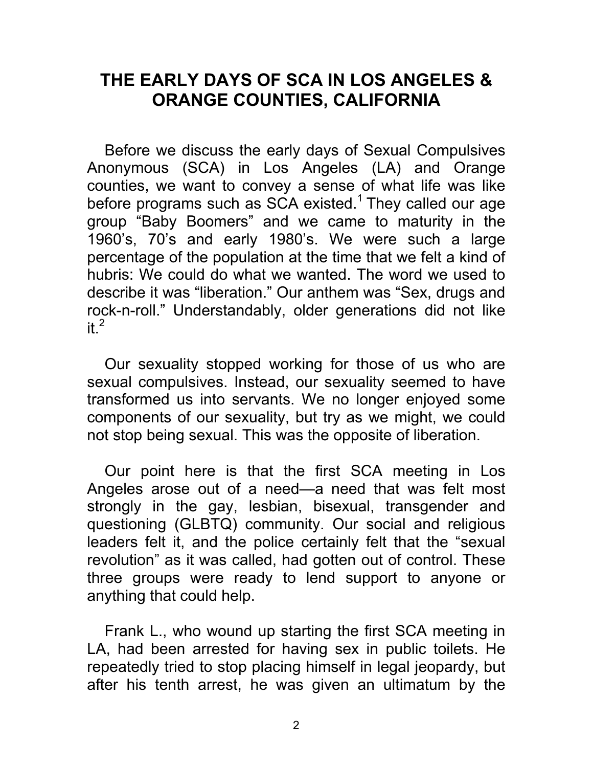# THE EARLY DAYS OF SCA IN LOS ANGELES & ORANGE COUNTIES, CALIFORNIA

Before we discuss the early days of Sexual Compulsives Anonymous (SCA) in Los Angeles (LA) and Orange counties, we want to convey a sense of what life was like before programs such as SCA existed.[1] They called our age group "Baby Boomers" and we came to maturity in the 1960's, 70's and early 1980's. We were such a large percentage of the population at the time that we felt a kind of hubris: We could do what we wanted. The word we used to describe it was "liberation." Our anthem was "Sex, drugs and rock-n-roll." Understandably, older generations did not like it.[2]

Our sexuality stopped working for those of us who are sexual compulsives. Instead, our sexuality seemed to have transformed us into servants. We no longer enjoyed some components of our sexuality, but try as we might, we could not stop being sexual. This was the opposite of liberation.

Our point here is that the first SCA meeting in Los Angeles arose out of a need—a need that was felt most strongly in the gay, lesbian, bisexual, transgender and questioning (GLBTQ) community. Our social and religious leaders felt it, and the police certainly felt that the "sexual revolution" as it was called, had gotten out of control. These three groups were ready to lend support to anyone or anything that could help.

Frank L., who wound up starting the first SCA meeting in LA, had been arrested for having sex in public toilets. He repeatedly tried to stop placing himself in legal jeopardy, but after his tenth arrest, he was given an ultimatum by the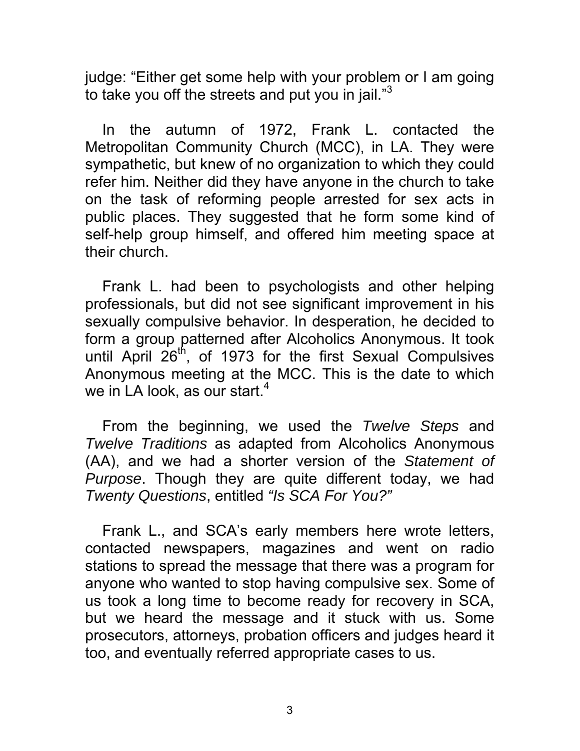judge: “Either get some help with your problem or I am going to take you off the streets and put you in jail.”[3]

In the autumn of 1972, Frank L. contacted the Metropolitan Community Church (MCC), in LA. They were sympathetic, but knew of no organization to which they could refer him. Neither did they have anyone in the church to take on the task of reforming people arrested for sex acts in public places. They suggested that he form some kind of self-help group himself, and offered him meeting space at their church.

Frank L. had been to psychologists and other helping professionals, but did not see significant improvement in his sexually compulsive behavior. In desperation, he decided to form a group patterned after Alcoholics Anonymous. It took until April 26th, of 1973 for the first Sexual Compulsives Anonymous meeting at the MCC. This is the date to which we in LA look, as our start.[4]

From the beginning, we used the *Twelve Steps* and *Twelve Traditions* as adapted from Alcoholics Anonymous (AA), and we had a shorter version of the *Statement of Purpose*. Though they are quite different today, we had *Twenty Questions*, entitled *“Is SCA For You?”*

Frank L., and SCA’s early members here wrote letters, contacted newspapers, magazines and went on radio stations to spread the message that there was a program for anyone who wanted to stop having compulsive sex. Some of us took a long time to become ready for recovery in SCA, but we heard the message and it stuck with us. Some prosecutors, attorneys, probation officers and judges heard it too, and eventually referred appropriate cases to us.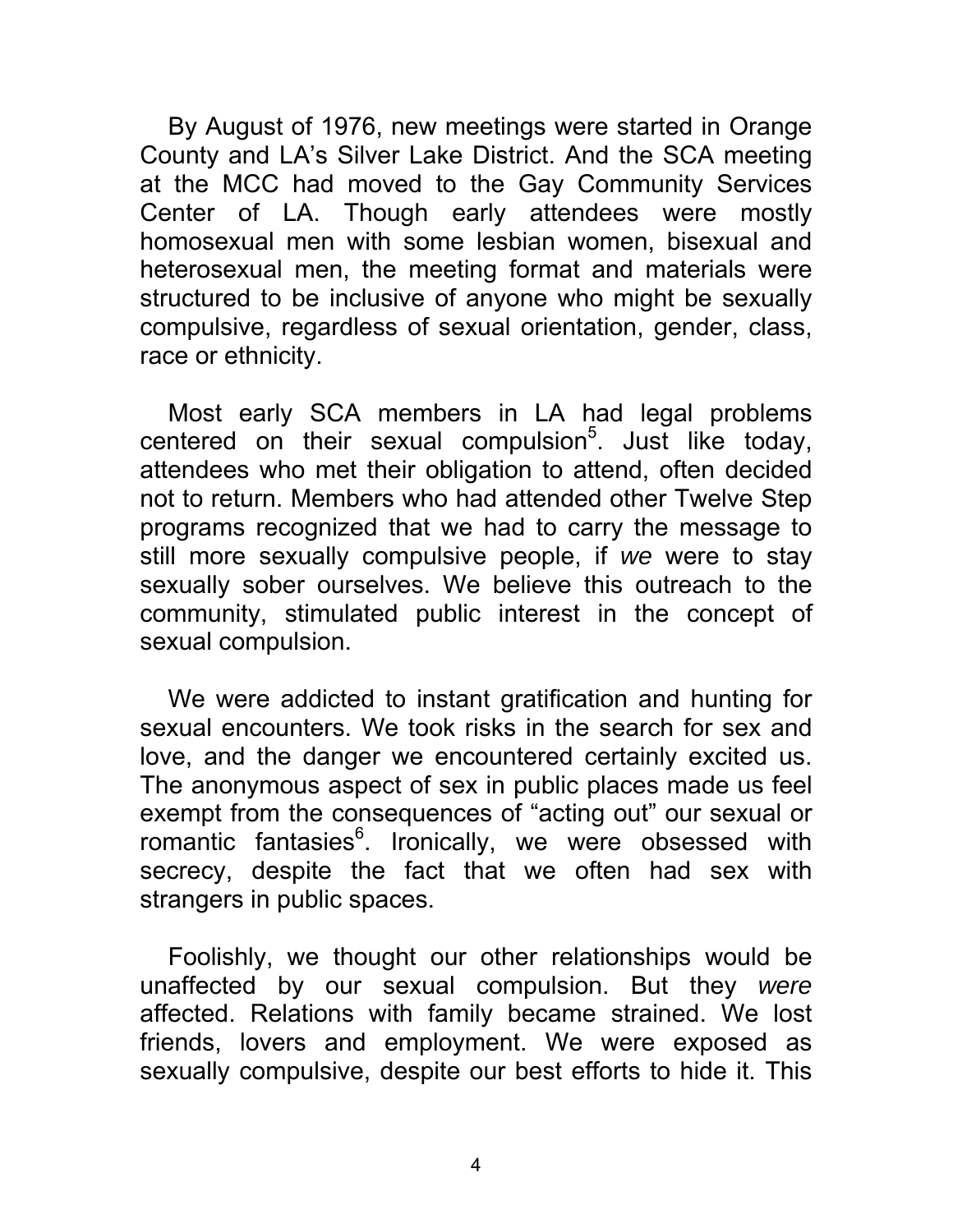By August of 1976, new meetings were started in Orange County and LA's Silver Lake District. And the SCA meeting at the MCC had moved to the Gay Community Services Center of LA. Though early attendees were mostly homosexual men with some lesbian women, bisexual and heterosexual men, the meeting format and materials were structured to be inclusive of anyone who might be sexually compulsive, regardless of sexual orientation, gender, class, race or ethnicity.

Most early SCA members in LA had legal problems centered on their sexual compulsion[5]. Just like today, attendees who met their obligation to attend, often decided not to return. Members who had attended other Twelve Step programs recognized that we had to carry the message to still more sexually compulsive people, if *we* were to stay sexually sober ourselves. We believe this outreach to the community, stimulated public interest in the concept of sexual compulsion.

We were addicted to instant gratification and hunting for sexual encounters. We took risks in the search for sex and love, and the danger we encountered certainly excited us. The anonymous aspect of sex in public places made us feel exempt from the consequences of "acting out" our sexual or romantic fantasies[6]. Ironically, we were obsessed with secrecy, despite the fact that we often had sex with strangers in public spaces.

Foolishly, we thought our other relationships would be unaffected by our sexual compulsion. But they *were* affected. Relations with family became strained. We lost friends, lovers and employment. We were exposed as sexually compulsive, despite our best efforts to hide it. This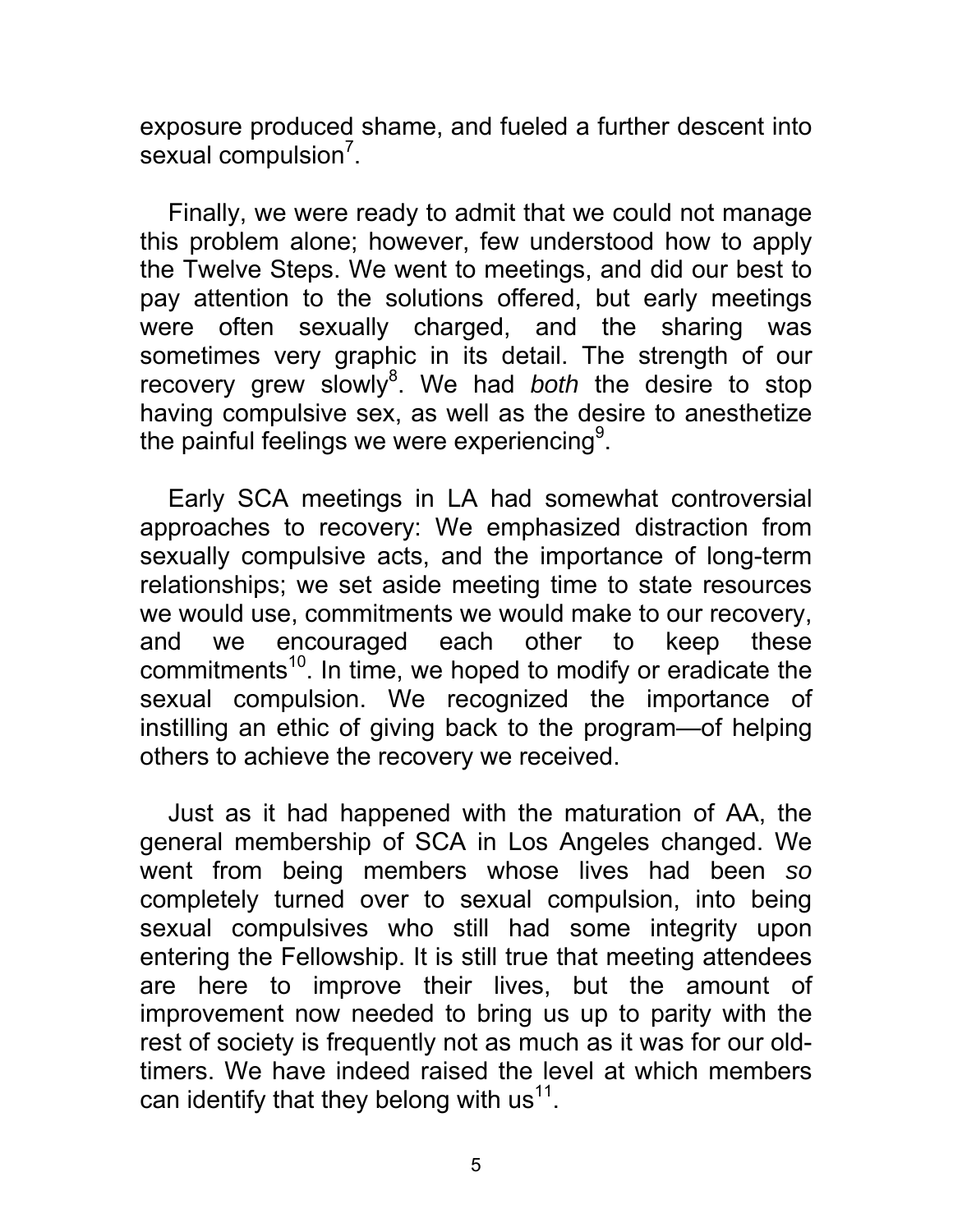exposure produced shame, and fueled a further descent into sexual compulsion[7].

Finally, we were ready to admit that we could not manage this problem alone; however, few understood how to apply the Twelve Steps. We went to meetings, and did our best to pay attention to the solutions offered, but early meetings were often sexually charged, and the sharing was sometimes very graphic in its detail. The strength of our recovery grew slowly[8]. We had *both* the desire to stop having compulsive sex, as well as the desire to anesthetize the painful feelings we were experiencing[9].

Early SCA meetings in LA had somewhat controversial approaches to recovery: We emphasized distraction from sexually compulsive acts, and the importance of long-term relationships; we set aside meeting time to state resources we would use, commitments we would make to our recovery, and we encouraged each other to keep these commitments[10]. In time, we hoped to modify or eradicate the sexual compulsion. We recognized the importance of instilling an ethic of giving back to the program—of helping others to achieve the recovery we received.

Just as it had happened with the maturation of AA, the general membership of SCA in Los Angeles changed. We went from being members whose lives had been *so* completely turned over to sexual compulsion, into being sexual compulsives who still had some integrity upon entering the Fellowship. It is still true that meeting attendees are here to improve their lives, but the amount of improvement now needed to bring us up to parity with the rest of society is frequently not as much as it was for our old-timers. We have indeed raised the level at which members can identify that they belong with us[11].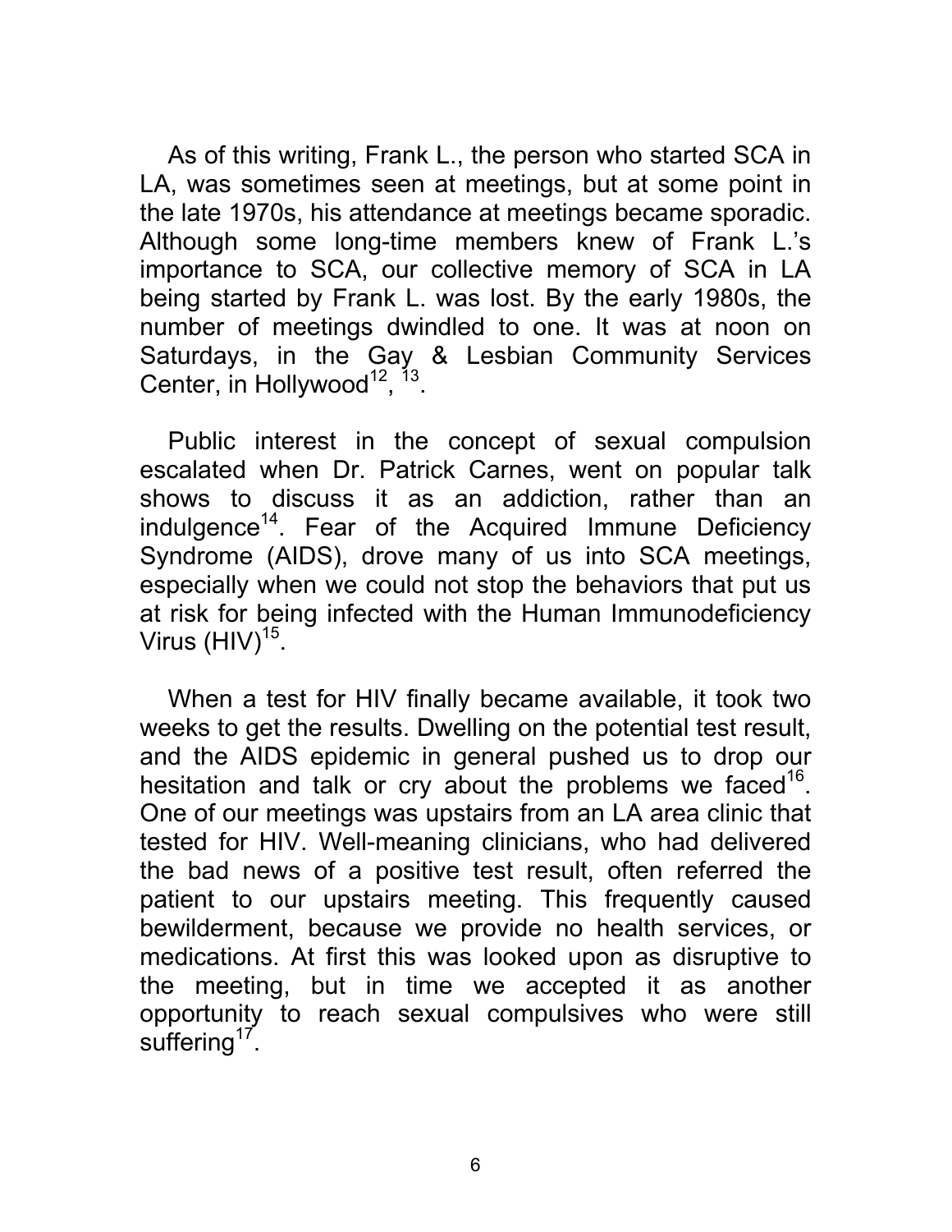As of this writing, Frank L., the person who started SCA in LA, was sometimes seen at meetings, but at some point in the late 1970s, his attendance at meetings became sporadic. Although some long-time members knew of Frank L.'s importance to SCA, our collective memory of SCA in LA being started by Frank L. was lost. By the early 1980s, the number of meetings dwindled to one. It was at noon on Saturdays, in the Gay & Lesbian Community Services Center, in Hollywood[12], [13].

Public interest in the concept of sexual compulsion escalated when Dr. Patrick Carnes, went on popular talk shows to discuss it as an addiction, rather than an indulgence[14]. Fear of the Acquired Immune Deficiency Syndrome (AIDS), drove many of us into SCA meetings, especially when we could not stop the behaviors that put us at risk for being infected with the Human Immunodeficiency Virus (HIV)[15].

When a test for HIV finally became available, it took two weeks to get the results. Dwelling on the potential test result, and the AIDS epidemic in general pushed us to drop our hesitation and talk or cry about the problems we faced[16]. One of our meetings was upstairs from an LA area clinic that tested for HIV. Well-meaning clinicians, who had delivered the bad news of a positive test result, often referred the patient to our upstairs meeting. This frequently caused bewilderment, because we provide no health services, or medications. At first this was looked upon as disruptive to the meeting, but in time we accepted it as another opportunity to reach sexual compulsives who were still suffering[17].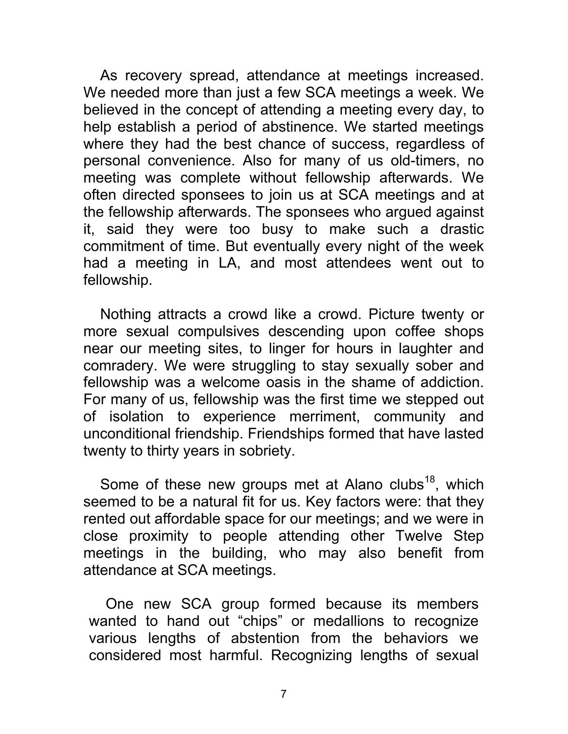As recovery spread, attendance at meetings increased. We needed more than just a few SCA meetings a week. We believed in the concept of attending a meeting every day, to help establish a period of abstinence. We started meetings where they had the best chance of success, regardless of personal convenience. Also for many of us old-timers, no meeting was complete without fellowship afterwards. We often directed sponsees to join us at SCA meetings and at the fellowship afterwards. The sponsees who argued against it, said they were too busy to make such a drastic commitment of time. But eventually every night of the week had a meeting in LA, and most attendees went out to fellowship.

Nothing attracts a crowd like a crowd. Picture twenty or more sexual compulsives descending upon coffee shops near our meeting sites, to linger for hours in laughter and comradery. We were struggling to stay sexually sober and fellowship was a welcome oasis in the shame of addiction. For many of us, fellowship was the first time we stepped out of isolation to experience merriment, community and unconditional friendship. Friendships formed that have lasted twenty to thirty years in sobriety.

Some of these new groups met at Alano clubs[18], which seemed to be a natural fit for us. Key factors were: that they rented out affordable space for our meetings; and we were in close proximity to people attending other Twelve Step meetings in the building, who may also benefit from attendance at SCA meetings.

One new SCA group formed because its members wanted to hand out "chips" or medallions to recognize various lengths of abstention from the behaviors we considered most harmful. Recognizing lengths of sexual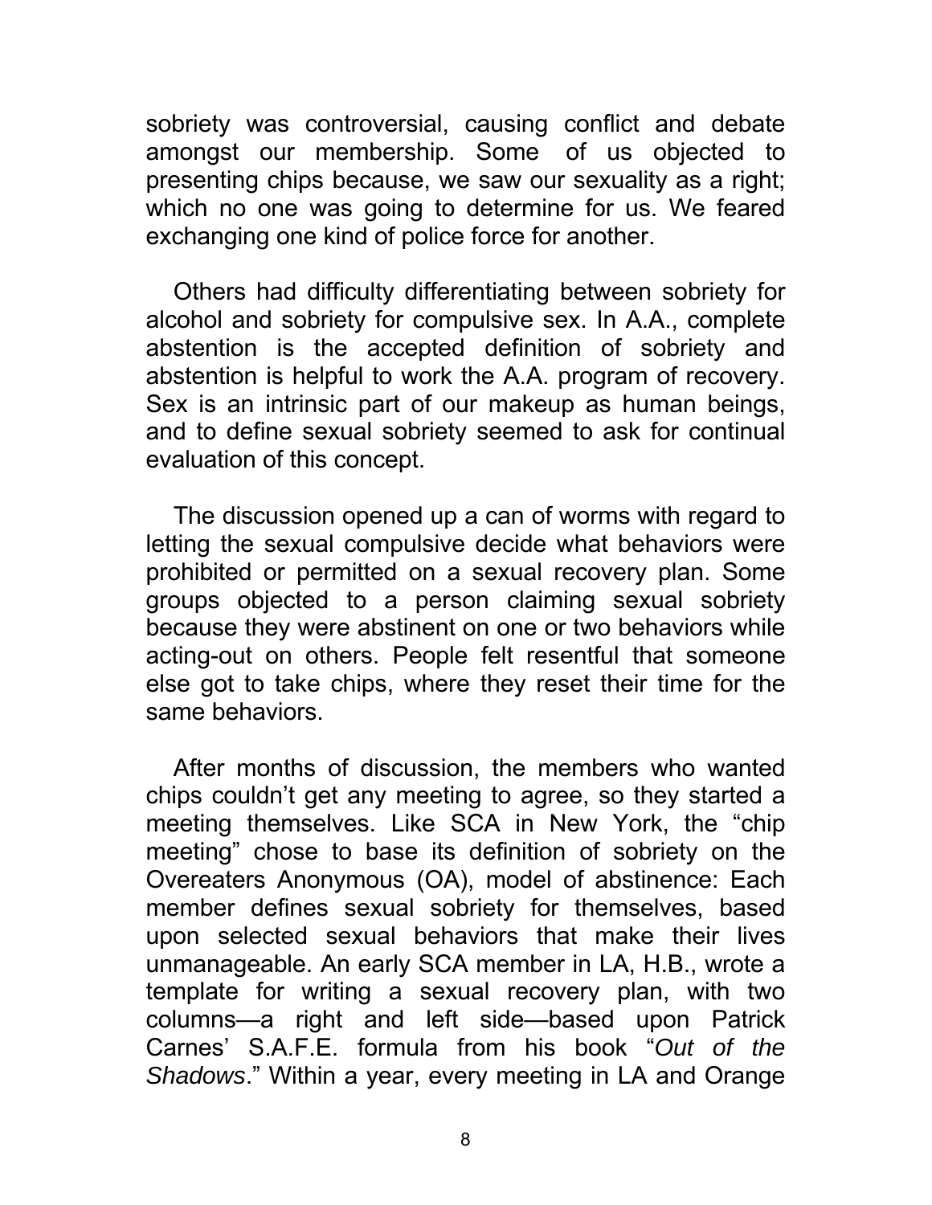sobriety was controversial, causing conflict and debate amongst our membership. Some of us objected to presenting chips because, we saw our sexuality as a right; which no one was going to determine for us. We feared exchanging one kind of police force for another.

Others had difficulty differentiating between sobriety for alcohol and sobriety for compulsive sex. In A.A., complete abstention is the accepted definition of sobriety and abstention is helpful to work the A.A. program of recovery. Sex is an intrinsic part of our makeup as human beings, and to define sexual sobriety seemed to ask for continual evaluation of this concept.

The discussion opened up a can of worms with regard to letting the sexual compulsive decide what behaviors were prohibited or permitted on a sexual recovery plan. Some groups objected to a person claiming sexual sobriety because they were abstinent on one or two behaviors while acting-out on others. People felt resentful that someone else got to take chips, where they reset their time for the same behaviors.

After months of discussion, the members who wanted chips couldn't get any meeting to agree, so they started a meeting themselves. Like SCA in New York, the "chip meeting" chose to base its definition of sobriety on the Overeaters Anonymous (OA), model of abstinence: Each member defines sexual sobriety for themselves, based upon selected sexual behaviors that make their lives unmanageable. An early SCA member in LA, H.B., wrote a template for writing a sexual recovery plan, with two columns—a right and left side—based upon Patrick Carnes' S.A.F.E. formula from his book "*Out of the Shadows*." Within a year, every meeting in LA and Orange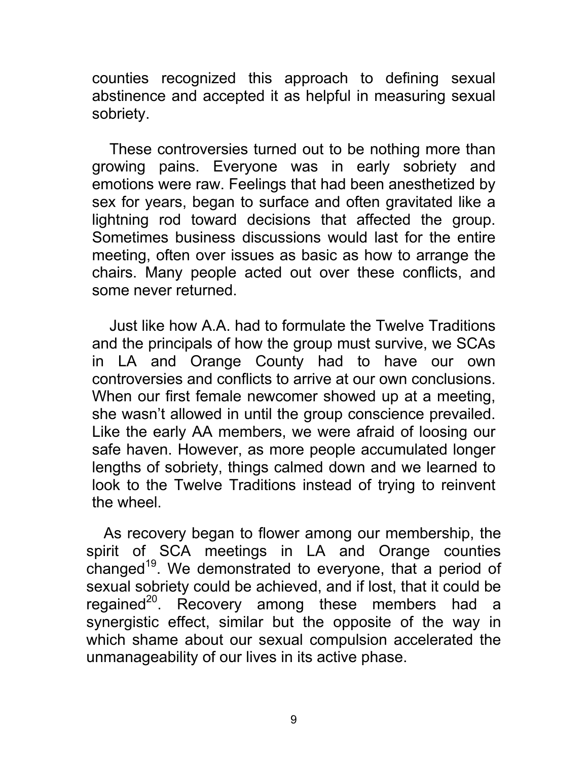counties recognized this approach to defining sexual abstinence and accepted it as helpful in measuring sexual sobriety.

These controversies turned out to be nothing more than growing pains. Everyone was in early sobriety and emotions were raw. Feelings that had been anesthetized by sex for years, began to surface and often gravitated like a lightning rod toward decisions that affected the group. Sometimes business discussions would last for the entire meeting, often over issues as basic as how to arrange the chairs. Many people acted out over these conflicts, and some never returned.

Just like how A.A. had to formulate the Twelve Traditions and the principals of how the group must survive, we SCAs in LA and Orange County had to have our own controversies and conflicts to arrive at our own conclusions. When our first female newcomer showed up at a meeting, she wasn't allowed in until the group conscience prevailed. Like the early AA members, we were afraid of loosing our safe haven. However, as more people accumulated longer lengths of sobriety, things calmed down and we learned to look to the Twelve Traditions instead of trying to reinvent the wheel.

As recovery began to flower among our membership, the spirit of SCA meetings in LA and Orange counties changed[19]. We demonstrated to everyone, that a period of sexual sobriety could be achieved, and if lost, that it could be regained[20]. Recovery among these members had a synergistic effect, similar but the opposite of the way in which shame about our sexual compulsion accelerated the unmanageability of our lives in its active phase.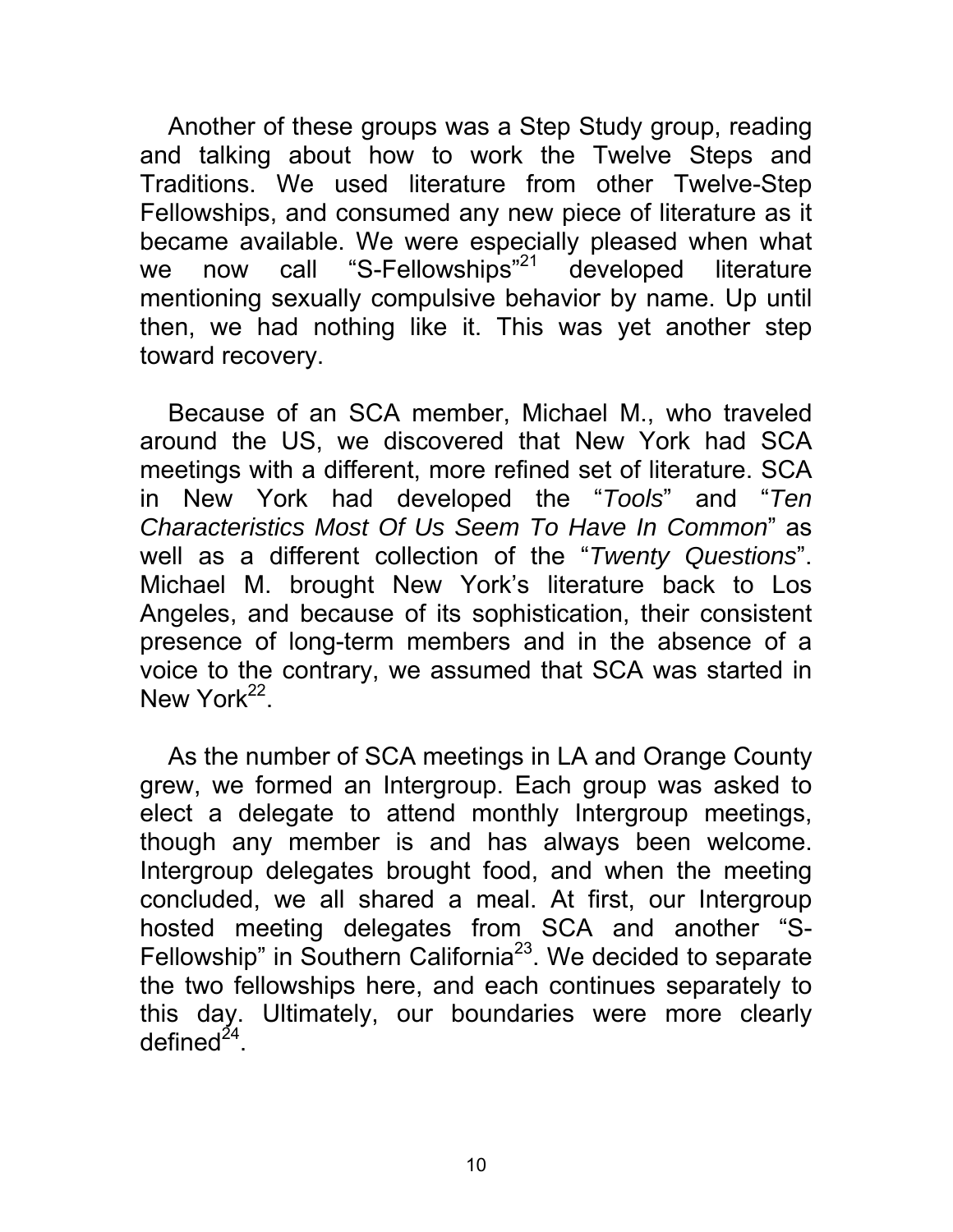Another of these groups was a Step Study group, reading and talking about how to work the Twelve Steps and Traditions. We used literature from other Twelve-Step Fellowships, and consumed any new piece of literature as it became available. We were especially pleased when what we now call "S-Fellowships"[21] developed literature mentioning sexually compulsive behavior by name. Up until then, we had nothing like it. This was yet another step toward recovery.

Because of an SCA member, Michael M., who traveled around the US, we discovered that New York had SCA meetings with a different, more refined set of literature. SCA in New York had developed the "*Tools*" and "*Ten Characteristics Most Of Us Seem To Have In Common*" as well as a different collection of the "*Twenty Questions*". Michael M. brought New York's literature back to Los Angeles, and because of its sophistication, their consistent presence of long-term members and in the absence of a voice to the contrary, we assumed that SCA was started in New York[22].

As the number of SCA meetings in LA and Orange County grew, we formed an Intergroup. Each group was asked to elect a delegate to attend monthly Intergroup meetings, though any member is and has always been welcome. Intergroup delegates brought food, and when the meeting concluded, we all shared a meal. At first, our Intergroup hosted meeting delegates from SCA and another "S-Fellowship" in Southern California[23]. We decided to separate the two fellowships here, and each continues separately to this day. Ultimately, our boundaries were more clearly defined[24].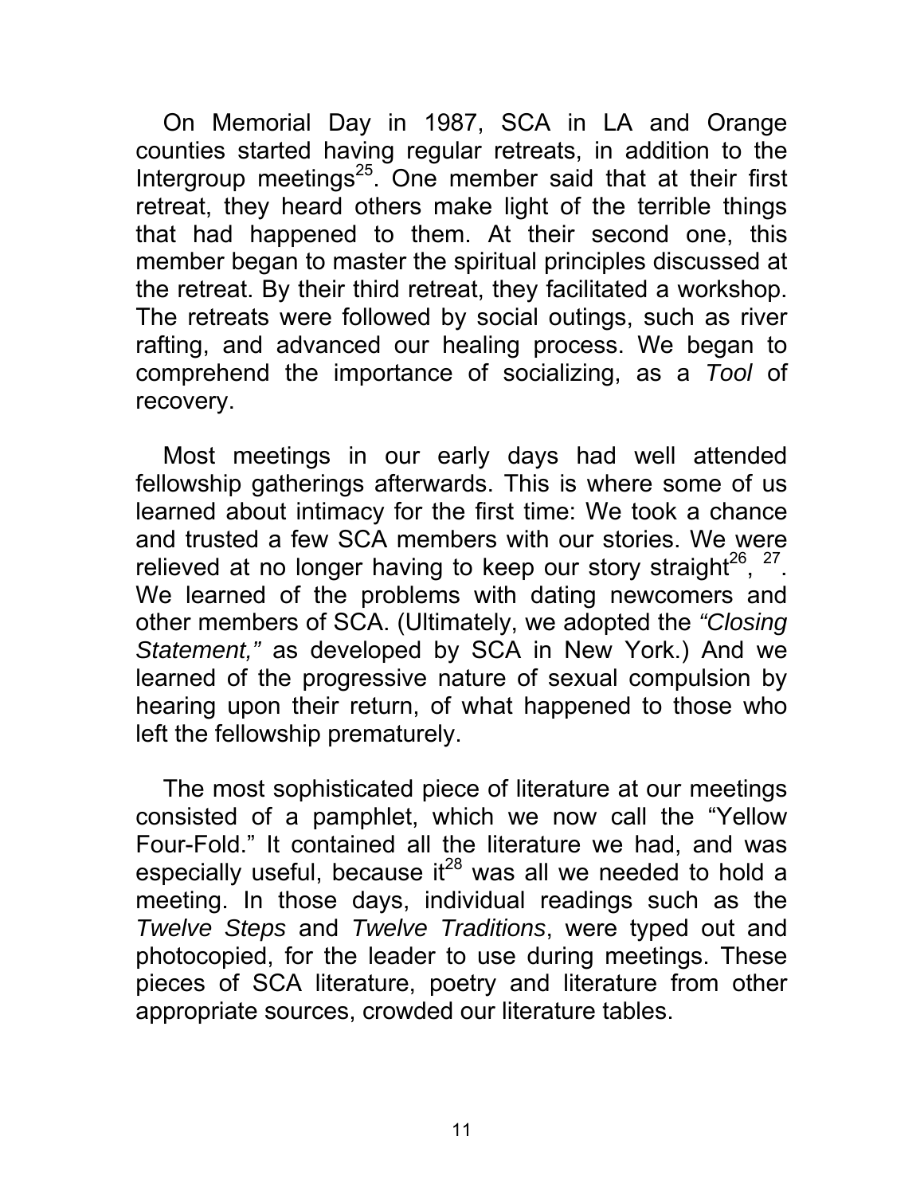On Memorial Day in 1987, SCA in LA and Orange counties started having regular retreats, in addition to the Intergroup meetings[25]. One member said that at their first retreat, they heard others make light of the terrible things that had happened to them. At their second one, this member began to master the spiritual principles discussed at the retreat. By their third retreat, they facilitated a workshop. The retreats were followed by social outings, such as river rafting, and advanced our healing process. We began to comprehend the importance of socializing, as a *Tool* of recovery.

Most meetings in our early days had well attended fellowship gatherings afterwards. This is where some of us learned about intimacy for the first time: We took a chance and trusted a few SCA members with our stories. We were relieved at no longer having to keep our story straight[26], [27]. We learned of the problems with dating newcomers and other members of SCA. (Ultimately, we adopted the *"Closing Statement,"* as developed by SCA in New York.) And we learned of the progressive nature of sexual compulsion by hearing upon their return, of what happened to those who left the fellowship prematurely.

The most sophisticated piece of literature at our meetings consisted of a pamphlet, which we now call the "Yellow Four-Fold." It contained all the literature we had, and was especially useful, because it[28] was all we needed to hold a meeting. In those days, individual readings such as the *Twelve Steps* and *Twelve Traditions*, were typed out and photocopied, for the leader to use during meetings. These pieces of SCA literature, poetry and literature from other appropriate sources, crowded our literature tables.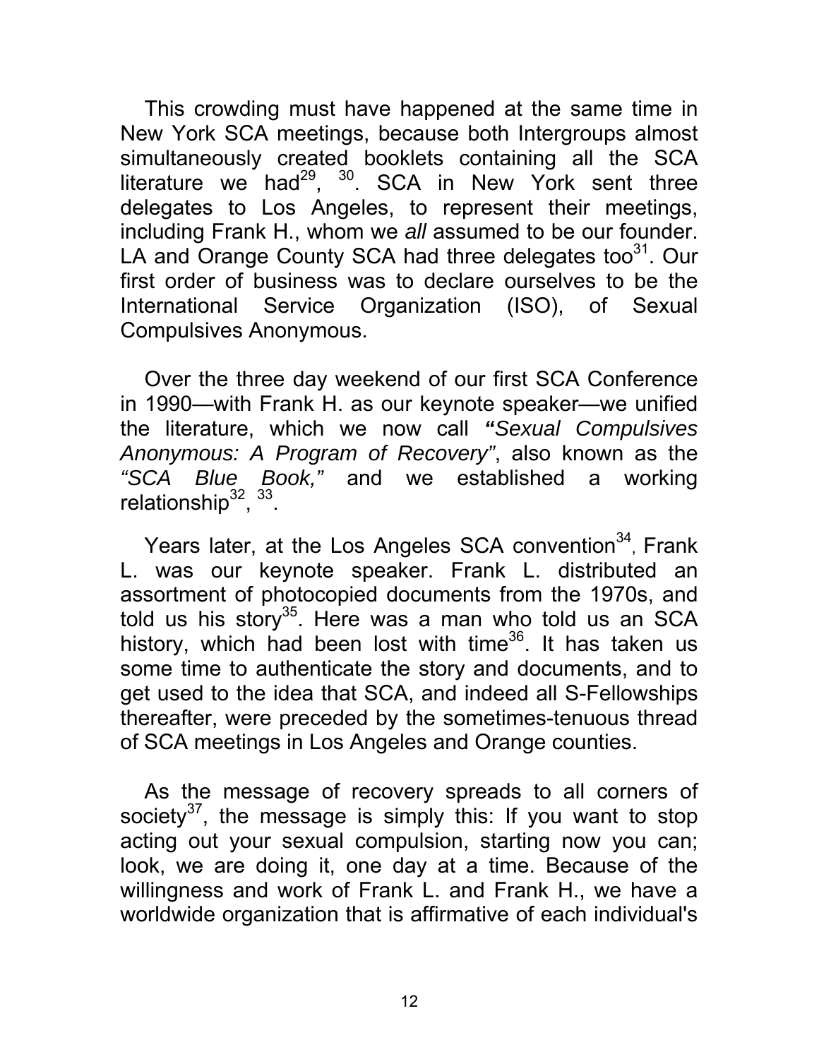This crowding must have happened at the same time in New York SCA meetings, because both Intergroups almost simultaneously created booklets containing all the SCA literature we had[29], [30]. SCA in New York sent three delegates to Los Angeles, to represent their meetings, including Frank H., whom we *all* assumed to be our founder. LA and Orange County SCA had three delegates too[31]. Our first order of business was to declare ourselves to be the International Service Organization (ISO), of Sexual Compulsives Anonymous.

Over the three day weekend of our first SCA Conference in 1990—with Frank H. as our keynote speaker—we unified the literature, which we now call ***"****Sexual Compulsives Anonymous: A Program of Recovery"*, also known as the *"SCA Blue Book,"* and we established a working relationship[32], [33].

Years later, at the Los Angeles SCA convention[34], Frank L. was our keynote speaker. Frank L. distributed an assortment of photocopied documents from the 1970s, and told us his story[35]. Here was a man who told us an SCA history, which had been lost with time[36]. It has taken us some time to authenticate the story and documents, and to get used to the idea that SCA, and indeed all S-Fellowships thereafter, were preceded by the sometimes-tenuous thread of SCA meetings in Los Angeles and Orange counties.

As the message of recovery spreads to all corners of society[37], the message is simply this: If you want to stop acting out your sexual compulsion, starting now you can; look, we are doing it, one day at a time. Because of the willingness and work of Frank L. and Frank H., we have a worldwide organization that is affirmative of each individual's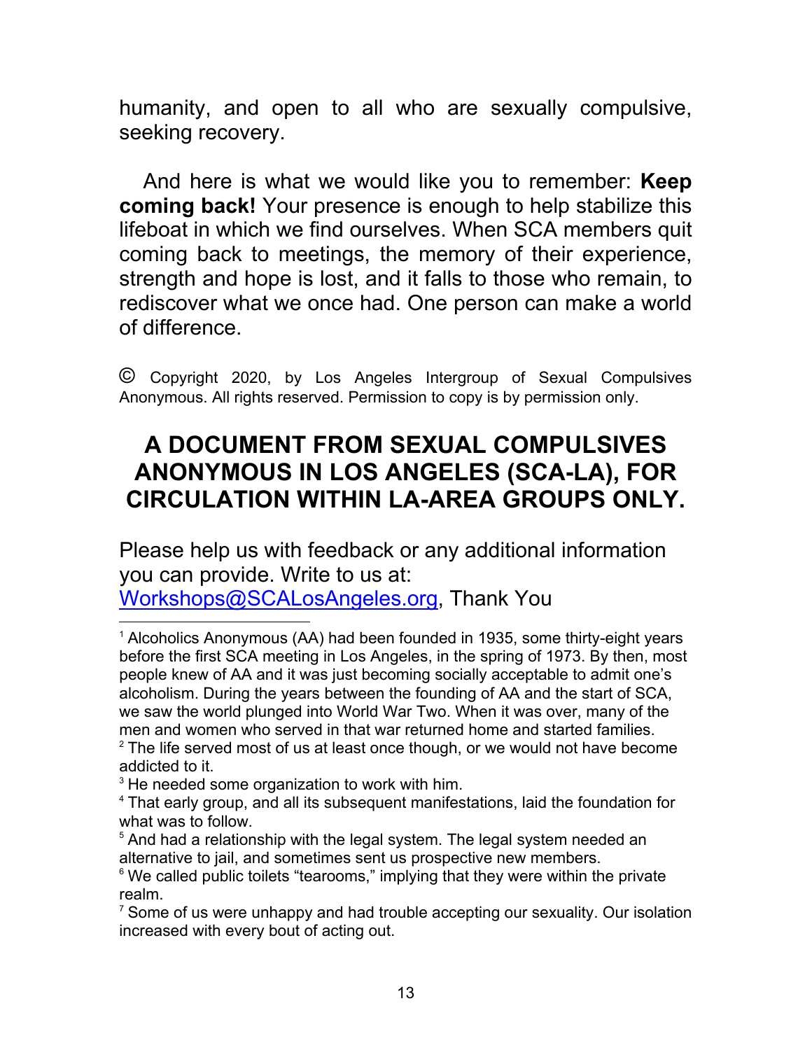humanity, and open to all who are sexually compulsive, seeking recovery.

And here is what we would like you to remember: **Keep coming back!** Your presence is enough to help stabilize this lifeboat in which we find ourselves. When SCA members quit coming back to meetings, the memory of their experience, strength and hope is lost, and it falls to those who remain, to rediscover what we once had. One person can make a world of difference.

© Copyright 2020, by Los Angeles Intergroup of Sexual Compulsives Anonymous. All rights reserved. Permission to copy is by permission only.

## A DOCUMENT FROM SEXUAL COMPULSIVES ANONYMOUS IN LOS ANGELES (SCA-LA), FOR CIRCULATION WITHIN LA-AREA GROUPS ONLY.

Please help us with feedback or any additional information you can provide. Write to us at: Workshops@SCALosAngeles.org, Thank You

---

[1] Alcoholics Anonymous (AA) had been founded in 1935, some thirty-eight years before the first SCA meeting in Los Angeles, in the spring of 1973. By then, most people knew of AA and it was just becoming socially acceptable to admit one's alcoholism. During the years between the founding of AA and the start of SCA, we saw the world plunged into World War Two. When it was over, many of the men and women who served in that war returned home and started families.

[2] The life served most of us at least once though, or we would not have become addicted to it.

[3] He needed some organization to work with him.

[4] That early group, and all its subsequent manifestations, laid the foundation for what was to follow.

[5] And had a relationship with the legal system. The legal system needed an alternative to jail, and sometimes sent us prospective new members.

[6] We called public toilets "tearooms," implying that they were within the private realm.

[7] Some of us were unhappy and had trouble accepting our sexuality. Our isolation increased with every bout of acting out.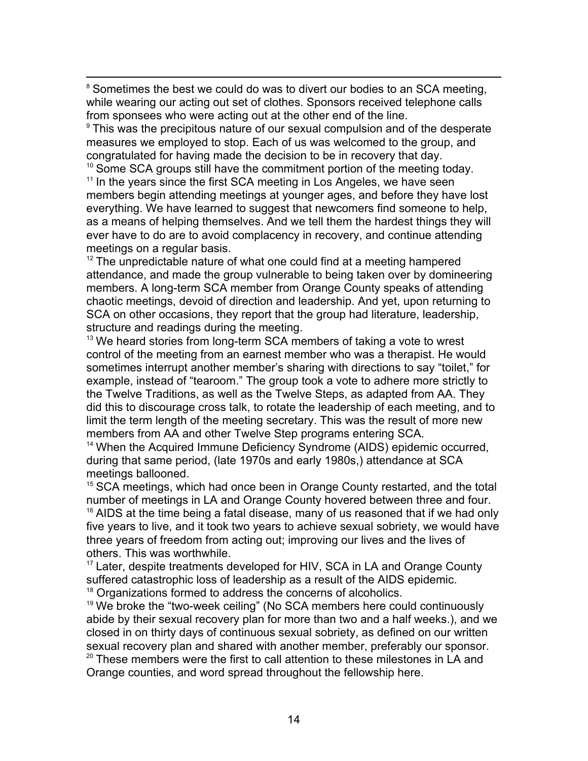[8] Sometimes the best we could do was to divert our bodies to an SCA meeting, while wearing our acting out set of clothes. Sponsors received telephone calls from sponsees who were acting out at the other end of the line.

[9] This was the precipitous nature of our sexual compulsion and of the desperate measures we employed to stop. Each of us was welcomed to the group, and congratulated for having made the decision to be in recovery that day.

[10] Some SCA groups still have the commitment portion of the meeting today.

[11] In the years since the first SCA meeting in Los Angeles, we have seen members begin attending meetings at younger ages, and before they have lost everything. We have learned to suggest that newcomers find someone to help, as a means of helping themselves. And we tell them the hardest things they will ever have to do are to avoid complacency in recovery, and continue attending meetings on a regular basis.

[12] The unpredictable nature of what one could find at a meeting hampered attendance, and made the group vulnerable to being taken over by domineering members. A long-term SCA member from Orange County speaks of attending chaotic meetings, devoid of direction and leadership. And yet, upon returning to SCA on other occasions, they report that the group had literature, leadership, structure and readings during the meeting.

[13] We heard stories from long-term SCA members of taking a vote to wrest control of the meeting from an earnest member who was a therapist. He would sometimes interrupt another member's sharing with directions to say "toilet," for example, instead of "tearoom." The group took a vote to adhere more strictly to the Twelve Traditions, as well as the Twelve Steps, as adapted from AA. They did this to discourage cross talk, to rotate the leadership of each meeting, and to limit the term length of the meeting secretary. This was the result of more new members from AA and other Twelve Step programs entering SCA.

[14] When the Acquired Immune Deficiency Syndrome (AIDS) epidemic occurred, during that same period, (late 1970s and early 1980s,) attendance at SCA meetings ballooned.

[15] SCA meetings, which had once been in Orange County restarted, and the total number of meetings in LA and Orange County hovered between three and four.

[16] AIDS at the time being a fatal disease, many of us reasoned that if we had only five years to live, and it took two years to achieve sexual sobriety, we would have three years of freedom from acting out; improving our lives and the lives of others. This was worthwhile.

[17] Later, despite treatments developed for HIV, SCA in LA and Orange County suffered catastrophic loss of leadership as a result of the AIDS epidemic.

[18] Organizations formed to address the concerns of alcoholics.

[19] We broke the "two-week ceiling" (No SCA members here could continuously abide by their sexual recovery plan for more than two and a half weeks.), and we closed in on thirty days of continuous sexual sobriety, as defined on our written sexual recovery plan and shared with another member, preferably our sponsor.

[20] These members were the first to call attention to these milestones in LA and Orange counties, and word spread throughout the fellowship here.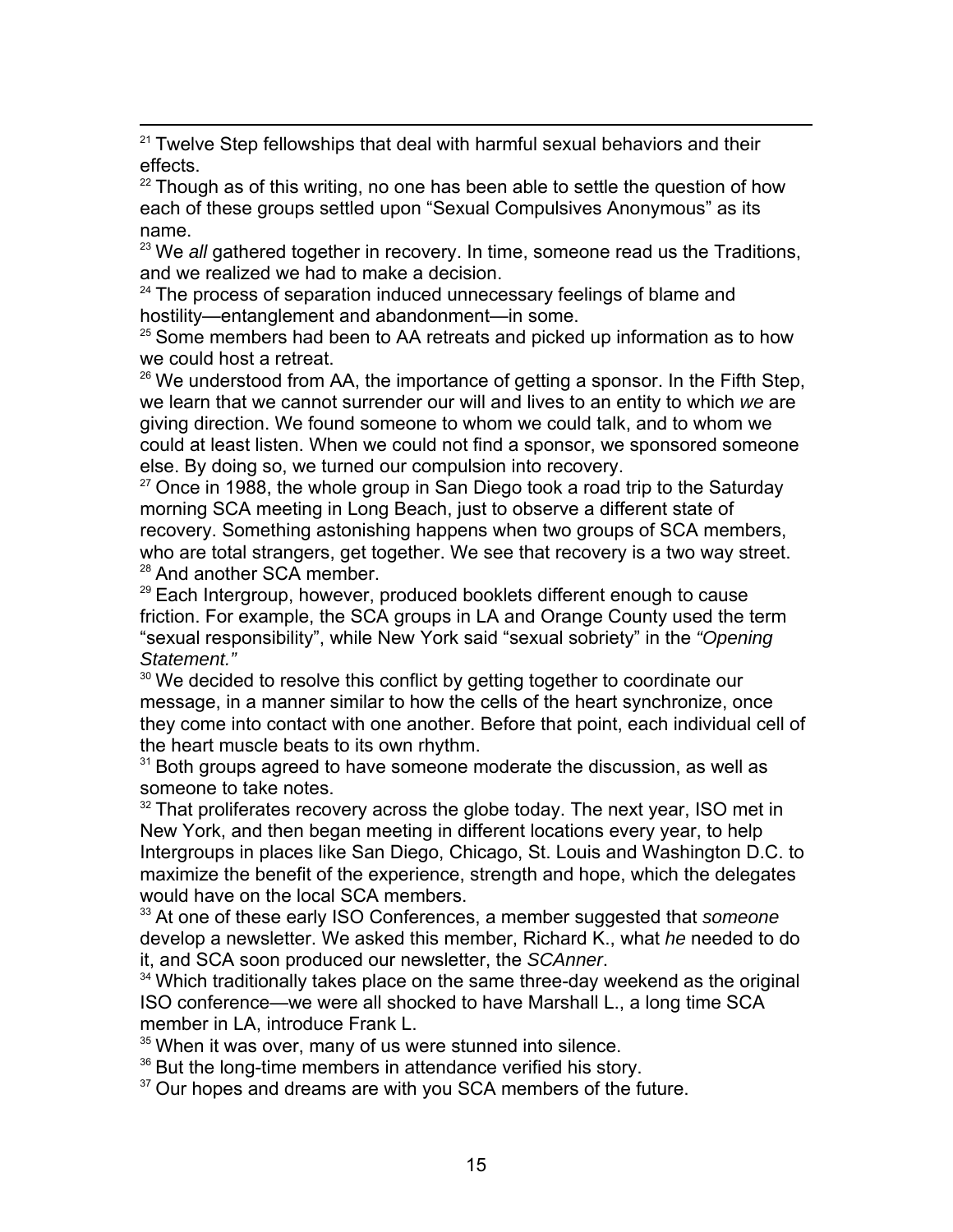[21] Twelve Step fellowships that deal with harmful sexual behaviors and their effects.

[22] Though as of this writing, no one has been able to settle the question of how each of these groups settled upon "Sexual Compulsives Anonymous" as its name.

[23] We *all* gathered together in recovery. In time, someone read us the Traditions, and we realized we had to make a decision.

[24] The process of separation induced unnecessary feelings of blame and hostility—entanglement and abandonment—in some.

[25] Some members had been to AA retreats and picked up information as to how we could host a retreat.

[26] We understood from AA, the importance of getting a sponsor. In the Fifth Step, we learn that we cannot surrender our will and lives to an entity to which *we* are giving direction. We found someone to whom we could talk, and to whom we could at least listen. When we could not find a sponsor, we sponsored someone else. By doing so, we turned our compulsion into recovery.

[27] Once in 1988, the whole group in San Diego took a road trip to the Saturday morning SCA meeting in Long Beach, just to observe a different state of recovery. Something astonishing happens when two groups of SCA members, who are total strangers, get together. We see that recovery is a two way street.

[28] And another SCA member.

[29] Each Intergroup, however, produced booklets different enough to cause friction. For example, the SCA groups in LA and Orange County used the term "sexual responsibility", while New York said "sexual sobriety" in the *"Opening Statement."*

[30] We decided to resolve this conflict by getting together to coordinate our message, in a manner similar to how the cells of the heart synchronize, once they come into contact with one another. Before that point, each individual cell of the heart muscle beats to its own rhythm.

[31] Both groups agreed to have someone moderate the discussion, as well as someone to take notes.

[32] That proliferates recovery across the globe today. The next year, ISO met in New York, and then began meeting in different locations every year, to help Intergroups in places like San Diego, Chicago, St. Louis and Washington D.C. to maximize the benefit of the experience, strength and hope, which the delegates would have on the local SCA members.

[33] At one of these early ISO Conferences, a member suggested that *someone* develop a newsletter. We asked this member, Richard K., what *he* needed to do it, and SCA soon produced our newsletter, the *SCAnner*.

[34] Which traditionally takes place on the same three-day weekend as the original ISO conference—we were all shocked to have Marshall L., a long time SCA member in LA, introduce Frank L.

[35] When it was over, many of us were stunned into silence.

[36] But the long-time members in attendance verified his story.

[37] Our hopes and dreams are with you SCA members of the future.